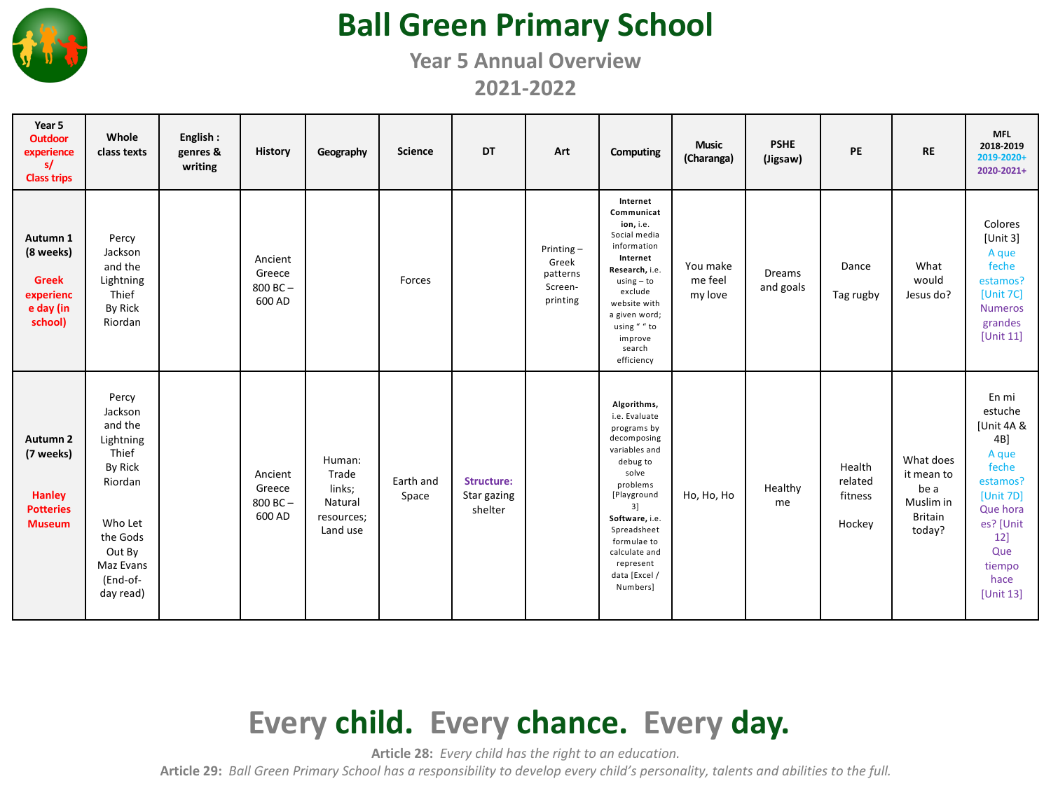# Ball Green Primary School

## Year 5 Annual Overview

## 2021-2022

| Year 5 Outdoor experiences/ Class trips | Whole class texts | English : genres & writing | History | Geography | Science | DT | Art | Computing | Music (Charanga) | PSHE (Jigsaw) | PE | RE | MFL 2018-2019 2019-2020+ 2020-2021+ |
|---|---|---|---|---|---|---|---|---|---|---|---|---|---|
| **Autumn 1 (8 weeks)** **Greek experience day (in school)** | Percy Jackson and the Lightning Thief By Rick Riordan | | Ancient Greece 800 BC – 600 AD | | Forces | | Printing – Greek patterns Screen-printing | **Internet Communication**, i.e. Social media information **Internet Research,** i.e. using – to exclude website with a given word; using " " to improve search efficiency | You make me feel my love | Dreams and goals | Dance Tag rugby | What would Jesus do? | Colores [Unit 3] A que feche estamos? [Unit 7C] Numeros grandes [Unit 11] |
| **Autumn 2 (7 weeks)** **Hanley Potteries Museum** | Percy Jackson and the Lightning Thief By Rick Riordan Who Let the Gods Out By Maz Evans (End-of-day read) | | Ancient Greece 800 BC – 600 AD | Human: Trade links; Natural resources; Land use | Earth and Space | **Structure:** Star gazing shelter | | **Algorithms,** i.e. Evaluate programs by decomposing variables and debug to solve problems [Playground 3] **Software,** i.e. Spreadsheet formulae to calculate and represent data [Excel / Numbers] | Ho, Ho, Ho | Healthy me | Health related fitness Hockey | What does it mean to be a Muslim in Britain today? | En mi estuche [Unit 4A & 4B] A que feche estamos? [Unit 7D] Que hora es? [Unit 12] Que tiempo hace [Unit 13] |

**Every child. Every chance. Every day.**

**Article 28:** *Every child has the right to an education.*

**Article 29:** *Ball Green Primary School has a responsibility to develop every child's personality, talents and abilities to the full.*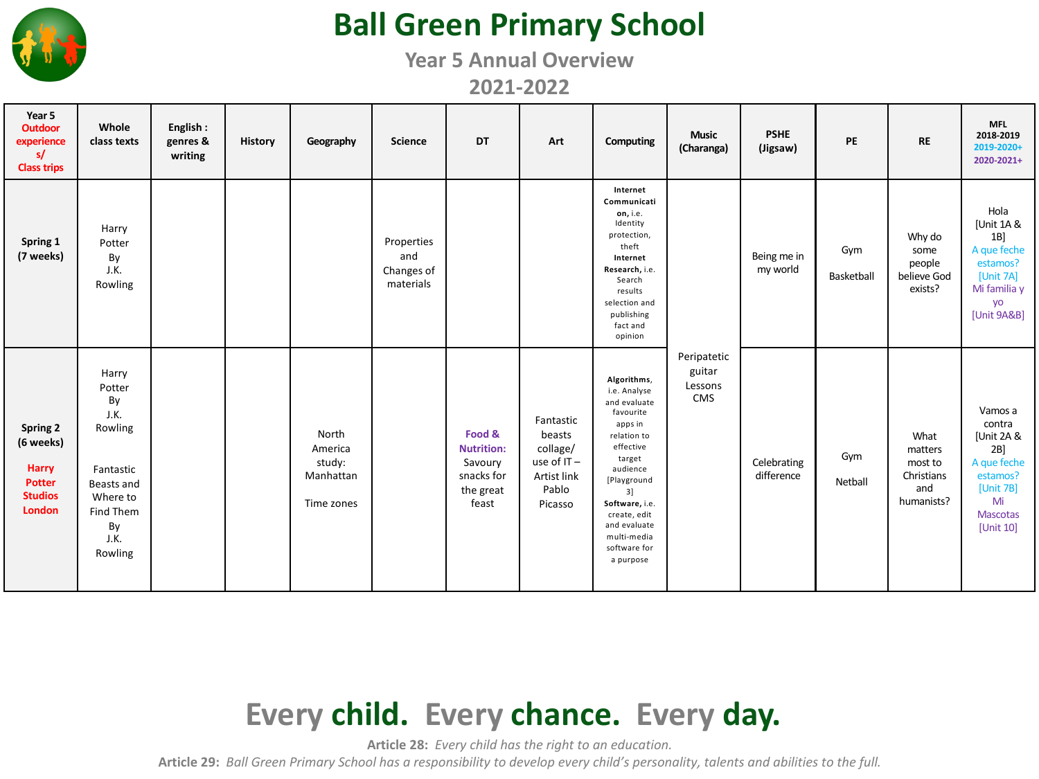# Ball Green Primary School

## Year 5 Annual Overview

## 2021-2022

| Year 5 Outdoor experiences/ Class trips | Whole class texts | English : genres & writing | History | Geography | Science | DT | Art | Computing | Music (Charanga) | PSHE (Jigsaw) | PE | RE | MFL 2018-2019 2019-2020+ 2020-2021+ |
|---|---|---|---|---|---|---|---|---|---|---|---|---|---|
| **Spring 1 (7 weeks)** | Harry Potter By J.K. Rowling | | | | Properties and Changes of materials | | | **Internet Communication,** i.e. Identity protection, theft **Internet Research,** i.e. Search results selection and publishing fact and opinion | Peripatetic guitar Lessons CMS | Being me in my world | Gym Basketball | Why do some people believe God exists? | Hola [Unit 1A & 1B] A que feche estamos? [Unit 7A] Mi familia y yo [Unit 9A&B] |
| **Spring 2 (6 weeks)** **Harry Potter Studios London** | Harry Potter By J.K. Rowling Fantastic Beasts and Where to Find Them By J.K. Rowling | | | North America study: Manhattan Time zones | | **Food & Nutrition:** Savoury snacks for the great feast | Fantastic beasts collage/ use of IT – Artist link Pablo Picasso | **Algorithms,** i.e. Analyse and evaluate favourite apps in relation to effective target audience [Playground 3] **Software,** i.e. create, edit and evaluate multi-media software for a purpose | | Celebrating difference | Gym Netball | What matters most to Christians and humanists? | Vamos a contra [Unit 2A & 2B] A que feche estamos? [Unit 7B] Mi Mascotas [Unit 10] |

**Every child. Every chance. Every day.**

**Article 28:** *Every child has the right to an education.*

**Article 29:** *Ball Green Primary School has a responsibility to develop every child's personality, talents and abilities to the full.*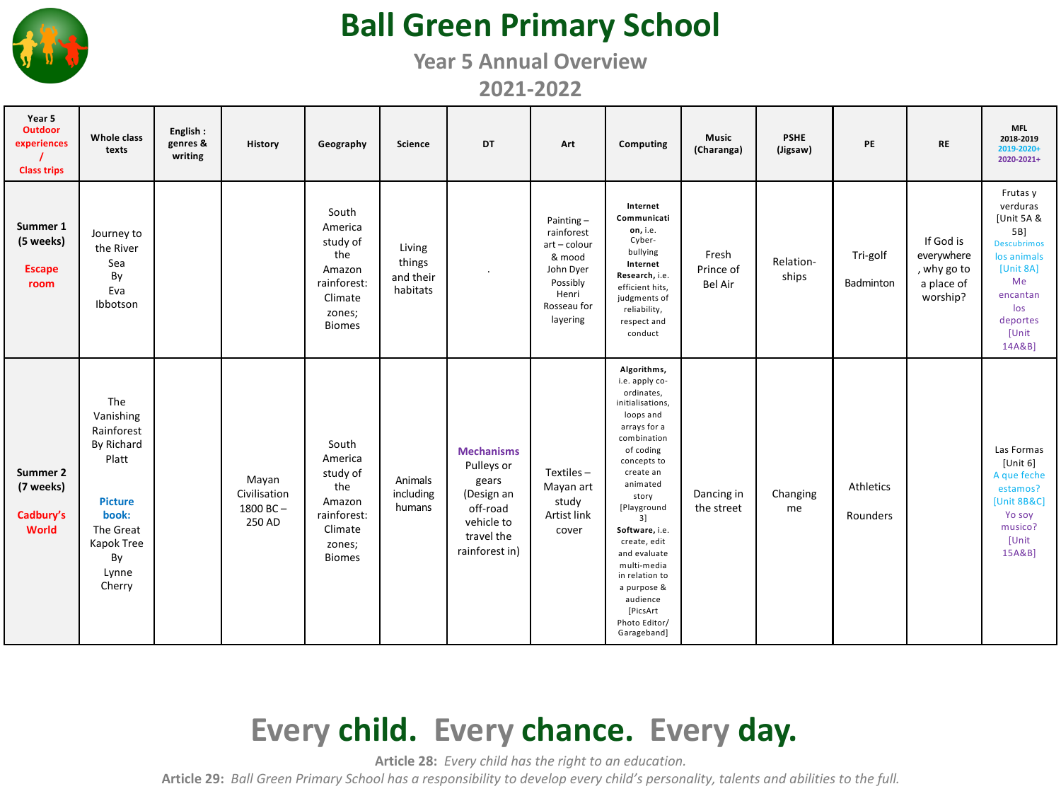# Ball Green Primary School

## Year 5 Annual Overview

## 2021-2022

| Year 5 Outdoor experiences / Class trips | Whole class texts | English : genres & writing | History | Geography | Science | DT | Art | Computing | Music (Charanga) | PSHE (Jigsaw) | PE | RE | MFL 2018-2019 2019-2020+ 2020-2021+ |
|---|---|---|---|---|---|---|---|---|---|---|---|---|---|
| **Summer 1 (5 weeks)** Escape room | Journey to the River Sea By Eva Ibbotson | | | South America study of the Amazon rainforest: Climate zones; Biomes | Living things and their habitats | . | Painting – rainforest art – colour & mood John Dyer Possibly Henri Rosseau for layering | **Internet Communication,** i.e. Cyber-bullying **Internet Research,** i.e. efficient hits, judgments of reliability, respect and conduct | Fresh Prince of Bel Air | Relation-ships | Tri-golf Badminton | If God is everywhere, why go to a place of worship? | Frutas y verduras [Unit 5A & 5B] Descubrimos los animals [Unit 8A] Me encantan los deportes [Unit 14A&B] |
| **Summer 2 (7 weeks)** Cadbury's World | The Vanishing Rainforest By Richard Platt **Picture book:** The Great Kapok Tree By Lynne Cherry | | Mayan Civilisation 1800 BC – 250 AD | South America study of the Amazon rainforest: Climate zones; Biomes | Animals including humans | **Mechanisms** Pulleys or gears (Design an off-road vehicle to travel the rainforest in) | Textiles – Mayan art study Artist link cover | **Algorithms,** i.e. apply co-ordinates, initialisations, loops and arrays for a combination of coding concepts to create an animated story [Playground 3] **Software,** i.e. create, edit and evaluate multi-media in relation to a purpose & audience [PicsArt Photo Editor/ Garageband] | Dancing in the street | Changing me | Athletics Rounders | | Las Formas [Unit 6] A que feche estamos? [Unit 8B&C] Yo soy musico? [Unit 15A&B] |

**Every child. Every chance. Every day.**

**Article 28:** *Every child has the right to an education.*

**Article 29:** *Ball Green Primary School has a responsibility to develop every child's personality, talents and abilities to the full.*